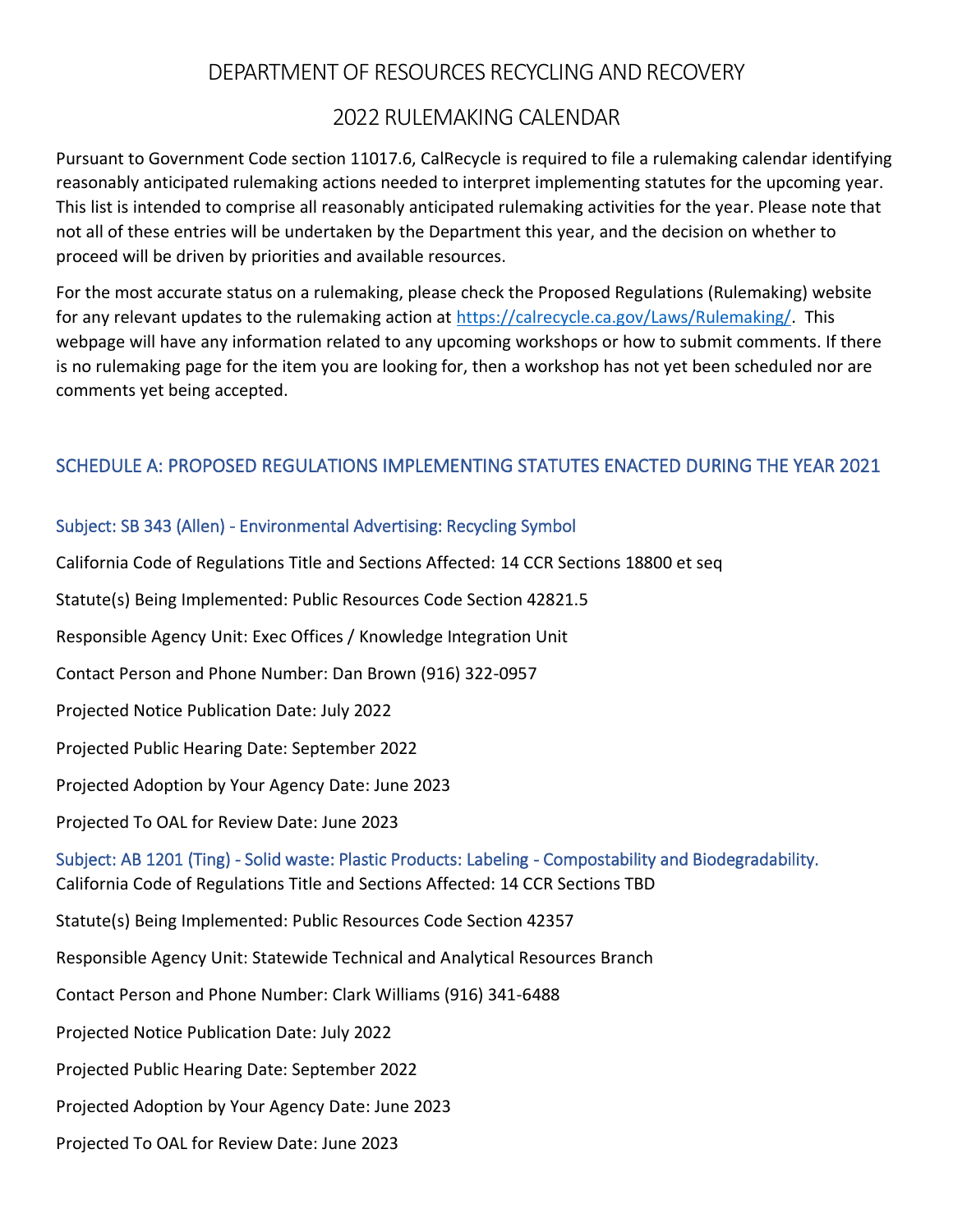# DEPARTMENT OF RESOURCES RECYCLING AND RECOVERY

# 2022 RULEMAKING CALENDAR

Pursuant to Government Code section 11017.6, CalRecycle is required to file a rulemaking calendar identifying reasonably anticipated rulemaking actions needed to interpret implementing statutes for the upcoming year. This list is intended to comprise all reasonably anticipated rulemaking activities for the year. Please note that not all of these entries will be undertaken by the Department this year, and the decision on whether to proceed will be driven by priorities and available resources.

For the most accurate status on a rulemaking, please check the Proposed Regulations (Rulemaking) website for any relevant updates to the rulemaking action at https://calrecycle.ca.gov/Laws/Rulemaking/. This webpage will have any information related to any upcoming workshops or how to submit comments. If there is no rulemaking page for the item you are looking for, then a workshop has not yet been scheduled nor are comments yet being accepted.

## SCHEDULE A: PROPOSED REGULATIONS IMPLEMENTING STATUTES ENACTED DURING THE YEAR 2021

### Subject: SB 343 (Allen) - Environmental Advertising: Recycling Symbol

California Code of Regulations Title and Sections Affected: 14 CCR Sections 18800 et seq

Statute(s) Being Implemented: Public Resources Code Section 42821.5

Responsible Agency Unit: Exec Offices / Knowledge Integration Unit

Contact Person and Phone Number: Dan Brown (916) 322-0957

Projected Notice Publication Date: July 2022

Projected Public Hearing Date: September 2022

Projected Adoption by Your Agency Date: June 2023

Projected To OAL for Review Date: June 2023

### Subject: AB 1201 (Ting) - Solid waste: Plastic Products: Labeling - Compostability and Biodegradability.

California Code of Regulations Title and Sections Affected: 14 CCR Sections TBD

Statute(s) Being Implemented: Public Resources Code Section 42357

Responsible Agency Unit: Statewide Technical and Analytical Resources Branch

Contact Person and Phone Number: Clark Williams (916) 341-6488

Projected Notice Publication Date: July 2022

Projected Public Hearing Date: September 2022

Projected Adoption by Your Agency Date: June 2023

Projected To OAL for Review Date: June 2023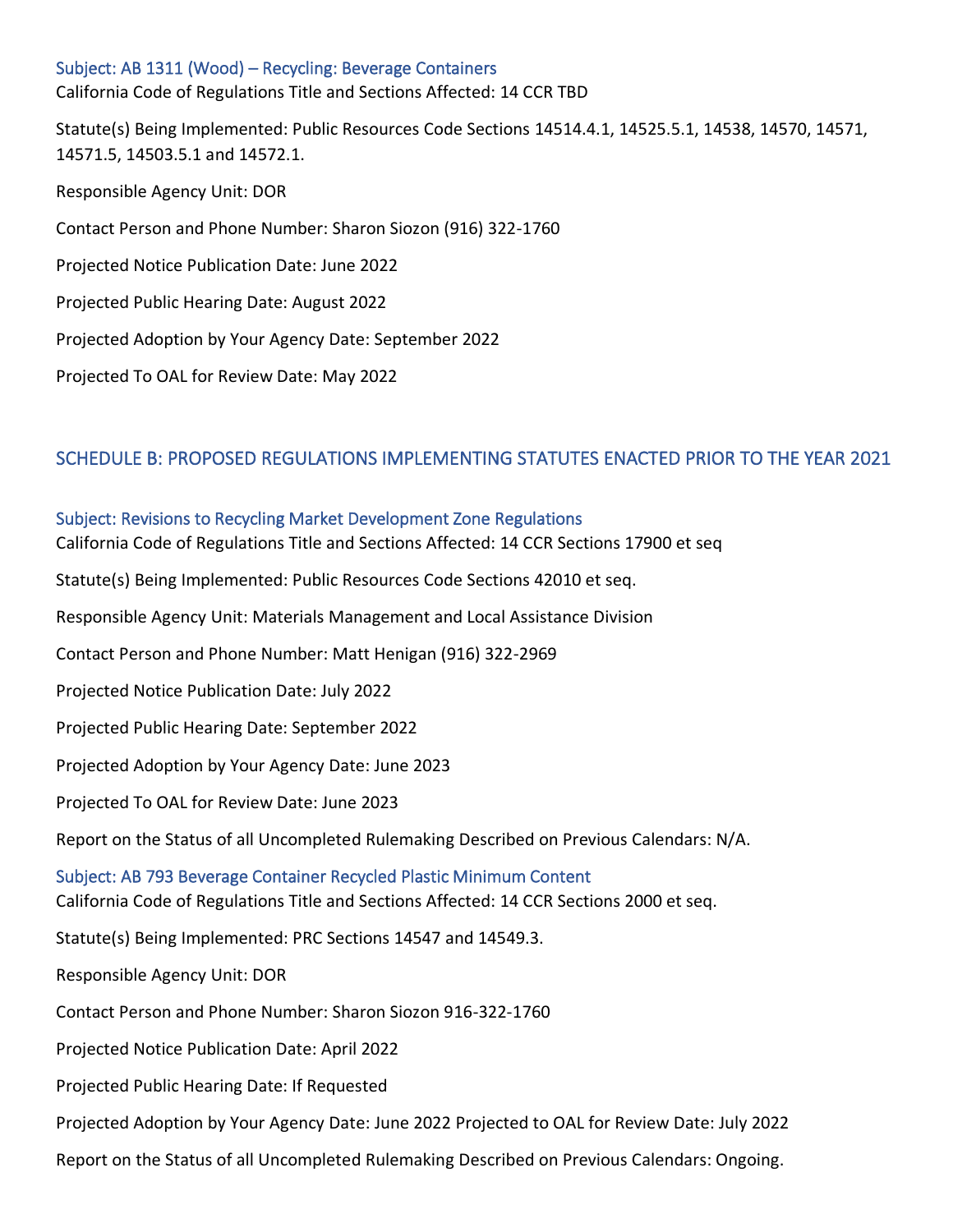### Subject: AB 1311 (Wood) – Recycling: Beverage Containers

California Code of Regulations Title and Sections Affected: 14 CCR TBD

Statute(s) Being Implemented: Public Resources Code Sections 14514.4.1, 14525.5.1, 14538, 14570, 14571, 14571.5, 14503.5.1 and 14572.1.

Responsible Agency Unit: DOR

Contact Person and Phone Number: Sharon Siozon (916) 322-1760

Projected Notice Publication Date: June 2022

Projected Public Hearing Date: August 2022

Projected Adoption by Your Agency Date: September 2022

Projected To OAL for Review Date: May 2022

## SCHEDULE B: PROPOSED REGULATIONS IMPLEMENTING STATUTES ENACTED PRIOR TO THE YEAR 2021

### Subject: Revisions to Recycling Market Development Zone Regulations

California Code of Regulations Title and Sections Affected: 14 CCR Sections 17900 et seq

Statute(s) Being Implemented: Public Resources Code Sections 42010 et seq.

Responsible Agency Unit: Materials Management and Local Assistance Division

Contact Person and Phone Number: Matt Henigan (916) 322-2969

Projected Notice Publication Date: July 2022

Projected Public Hearing Date: September 2022

Projected Adoption by Your Agency Date: June 2023

Projected To OAL for Review Date: June 2023

Report on the Status of all Uncompleted Rulemaking Described on Previous Calendars: N/A.

### Subject: AB 793 Beverage Container Recycled Plastic Minimum Content

California Code of Regulations Title and Sections Affected: 14 CCR Sections 2000 et seq.

Statute(s) Being Implemented: PRC Sections 14547 and 14549.3.

Responsible Agency Unit: DOR

Contact Person and Phone Number: Sharon Siozon 916-322-1760

Projected Notice Publication Date: April 2022

Projected Public Hearing Date: If Requested

Projected Adoption by Your Agency Date: June 2022 Projected to OAL for Review Date: July 2022

Report on the Status of all Uncompleted Rulemaking Described on Previous Calendars: Ongoing.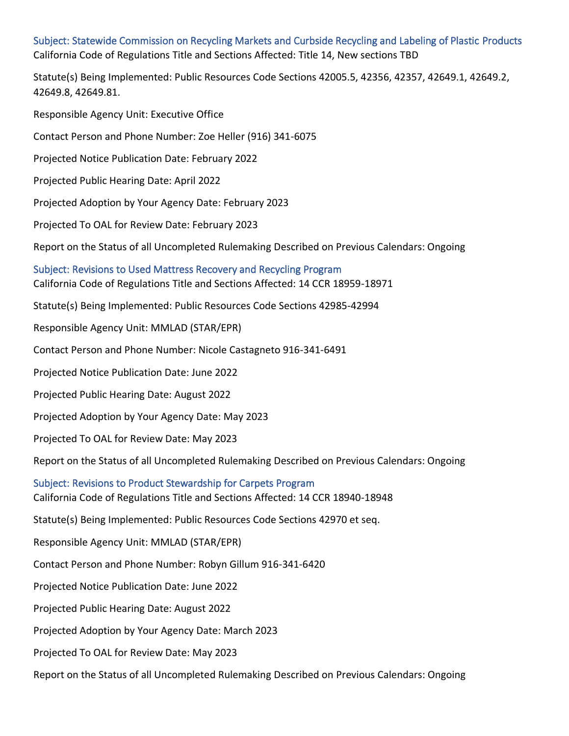### Subject: Statewide Commission on Recycling Markets and Curbside Recycling and Labeling of Plastic Products

California Code of Regulations Title and Sections Affected: Title 14, New sections TBD

Statute(s) Being Implemented: Public Resources Code Sections 42005.5, 42356, 42357, 42649.1, 42649.2, 42649.8, 42649.81.

Responsible Agency Unit: Executive Office

Contact Person and Phone Number: Zoe Heller (916) 341-6075

Projected Notice Publication Date: February 2022

Projected Public Hearing Date: April 2022

Projected Adoption by Your Agency Date: February 2023

Projected To OAL for Review Date: February 2023

Report on the Status of all Uncompleted Rulemaking Described on Previous Calendars: Ongoing

### Subject: Revisions to Used Mattress Recovery and Recycling Program

California Code of Regulations Title and Sections Affected: 14 CCR 18959-18971

Statute(s) Being Implemented: Public Resources Code Sections 42985-42994

Responsible Agency Unit: MMLAD (STAR/EPR)

Contact Person and Phone Number: Nicole Castagneto 916-341-6491

Projected Notice Publication Date: June 2022

Projected Public Hearing Date: August 2022

Projected Adoption by Your Agency Date: May 2023

Projected To OAL for Review Date: May 2023

Report on the Status of all Uncompleted Rulemaking Described on Previous Calendars: Ongoing

### Subject: Revisions to Product Stewardship for Carpets Program

California Code of Regulations Title and Sections Affected: 14 CCR 18940-18948

Statute(s) Being Implemented: Public Resources Code Sections 42970 et seq.

Responsible Agency Unit: MMLAD (STAR/EPR)

Contact Person and Phone Number: Robyn Gillum 916-341-6420

Projected Notice Publication Date: June 2022

Projected Public Hearing Date: August 2022

Projected Adoption by Your Agency Date: March 2023

Projected To OAL for Review Date: May 2023

Report on the Status of all Uncompleted Rulemaking Described on Previous Calendars: Ongoing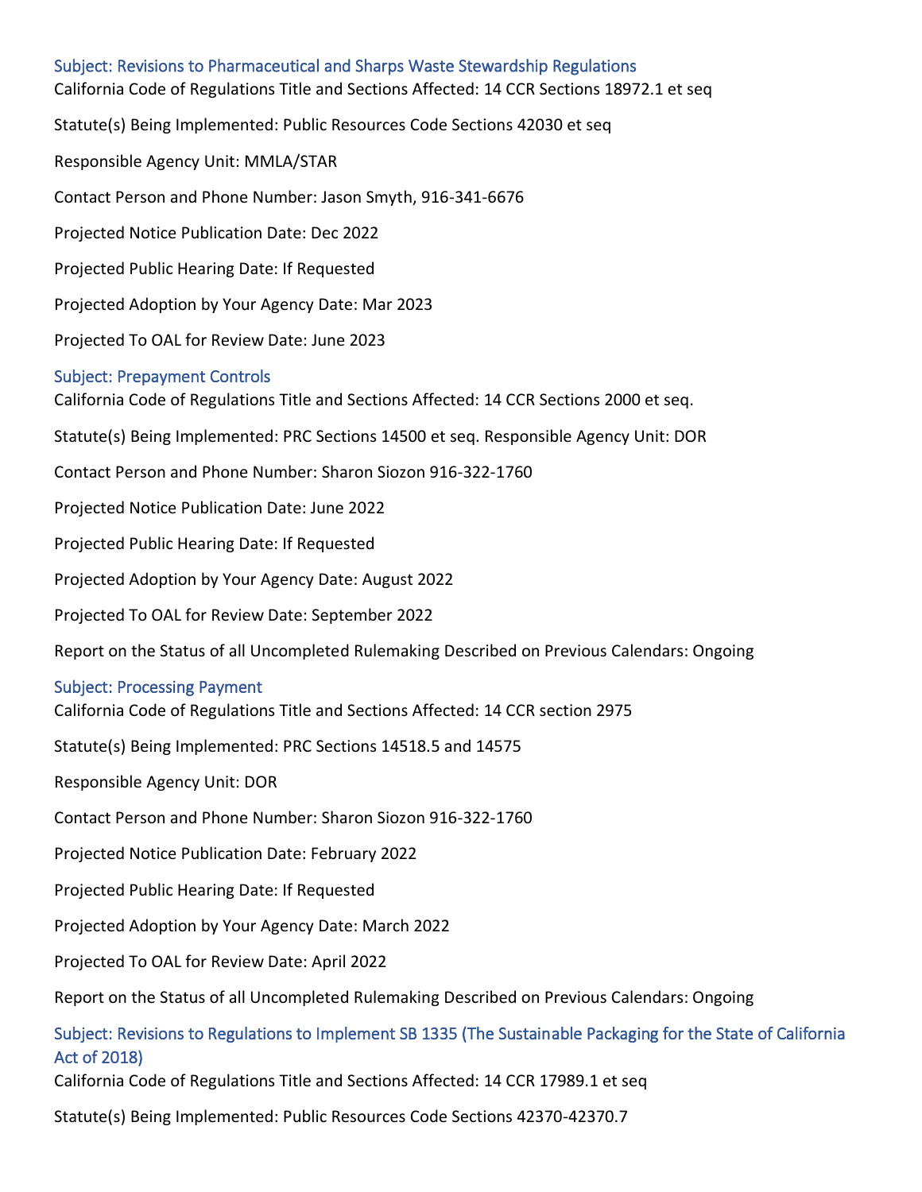### Subject: Revisions to Pharmaceutical and Sharps Waste Stewardship Regulations

California Code of Regulations Title and Sections Affected: 14 CCR Sections 18972.1 et seq

Statute(s) Being Implemented: Public Resources Code Sections 42030 et seq

Responsible Agency Unit: MMLA/STAR

Contact Person and Phone Number: Jason Smyth, 916-341-6676

Projected Notice Publication Date: Dec 2022

Projected Public Hearing Date: If Requested

Projected Adoption by Your Agency Date: Mar 2023

Projected To OAL for Review Date: June 2023

### Subject: Prepayment Controls

California Code of Regulations Title and Sections Affected: 14 CCR Sections 2000 et seq.

Statute(s) Being Implemented: PRC Sections 14500 et seq. Responsible Agency Unit: DOR

Contact Person and Phone Number: Sharon Siozon 916-322-1760

Projected Notice Publication Date: June 2022

Projected Public Hearing Date: If Requested

Projected Adoption by Your Agency Date: August 2022

Projected To OAL for Review Date: September 2022

Report on the Status of all Uncompleted Rulemaking Described on Previous Calendars: Ongoing

### Subject: Processing Payment

California Code of Regulations Title and Sections Affected: 14 CCR section 2975

Statute(s) Being Implemented: PRC Sections 14518.5 and 14575

Responsible Agency Unit: DOR

Contact Person and Phone Number: Sharon Siozon 916-322-1760

Projected Notice Publication Date: February 2022

Projected Public Hearing Date: If Requested

Projected Adoption by Your Agency Date: March 2022

Projected To OAL for Review Date: April 2022

Report on the Status of all Uncompleted Rulemaking Described on Previous Calendars: Ongoing

### Subject: Revisions to Regulations to Implement SB 1335 (The Sustainable Packaging for the State of California Act of 2018)

California Code of Regulations Title and Sections Affected: 14 CCR 17989.1 et seq

Statute(s) Being Implemented: Public Resources Code Sections 42370-42370.7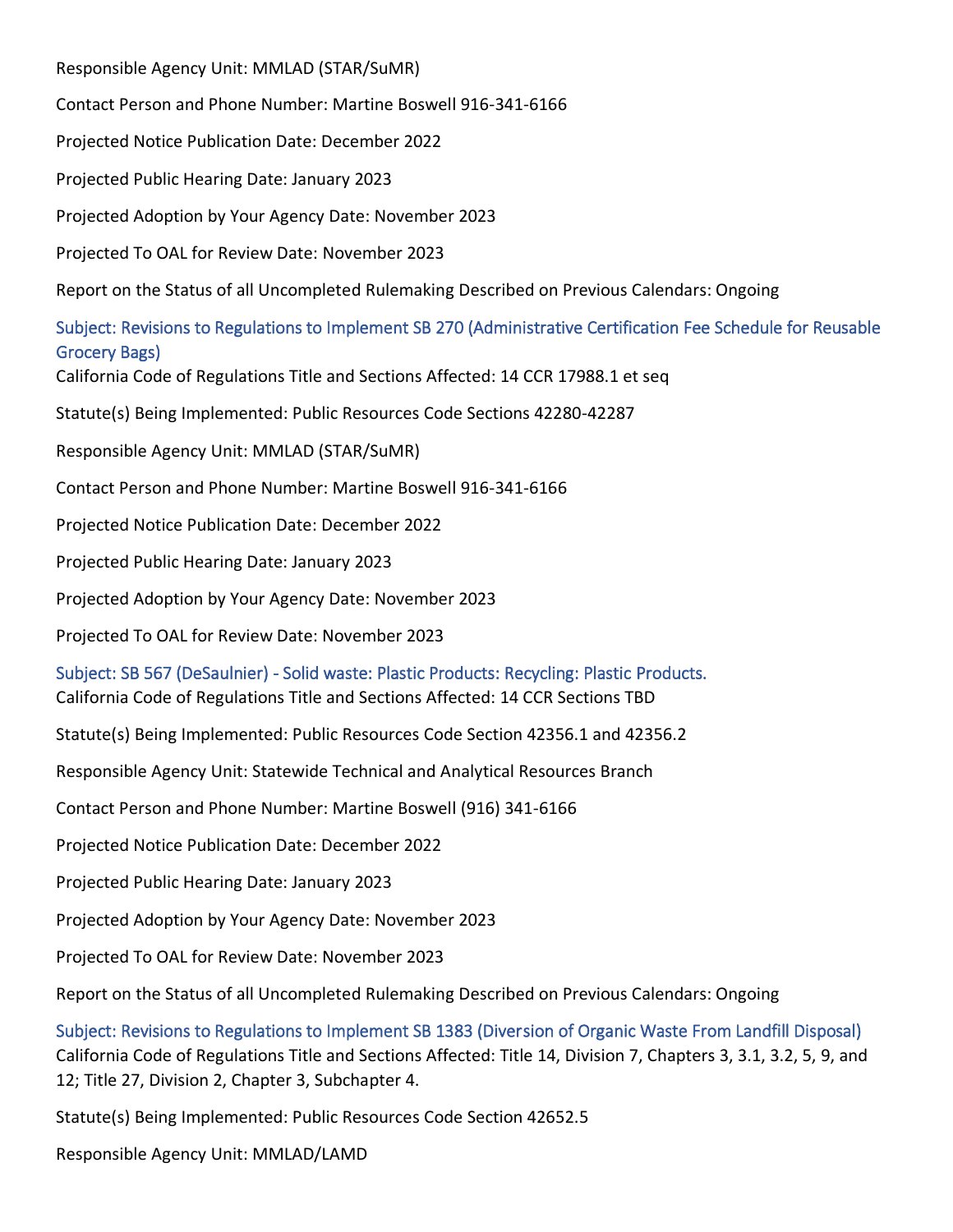Responsible Agency Unit: MMLAD (STAR/SuMR)

Contact Person and Phone Number: Martine Boswell 916-341-6166

Projected Notice Publication Date: December 2022

Projected Public Hearing Date: January 2023

Projected Adoption by Your Agency Date: November 2023

Projected To OAL for Review Date: November 2023

Report on the Status of all Uncompleted Rulemaking Described on Previous Calendars: Ongoing

### Subject: Revisions to Regulations to Implement SB 270 (Administrative Certification Fee Schedule for Reusable Grocery Bags)

California Code of Regulations Title and Sections Affected: 14 CCR 17988.1 et seq

Statute(s) Being Implemented: Public Resources Code Sections 42280-42287

Responsible Agency Unit: MMLAD (STAR/SuMR)

Contact Person and Phone Number: Martine Boswell 916-341-6166

Projected Notice Publication Date: December 2022

Projected Public Hearing Date: January 2023

Projected Adoption by Your Agency Date: November 2023

Projected To OAL for Review Date: November 2023

### Subject: SB 567 (DeSaulnier) - Solid waste: Plastic Products: Recycling: Plastic Products.

California Code of Regulations Title and Sections Affected: 14 CCR Sections TBD

Statute(s) Being Implemented: Public Resources Code Section 42356.1 and 42356.2

Responsible Agency Unit: Statewide Technical and Analytical Resources Branch

Contact Person and Phone Number: Martine Boswell (916) 341-6166

Projected Notice Publication Date: December 2022

Projected Public Hearing Date: January 2023

Projected Adoption by Your Agency Date: November 2023

Projected To OAL for Review Date: November 2023

Report on the Status of all Uncompleted Rulemaking Described on Previous Calendars: Ongoing

### Subject: Revisions to Regulations to Implement SB 1383 (Diversion of Organic Waste From Landfill Disposal)

California Code of Regulations Title and Sections Affected: Title 14, Division 7, Chapters 3, 3.1, 3.2, 5, 9, and 12; Title 27, Division 2, Chapter 3, Subchapter 4.

Statute(s) Being Implemented: Public Resources Code Section 42652.5

Responsible Agency Unit: MMLAD/LAMD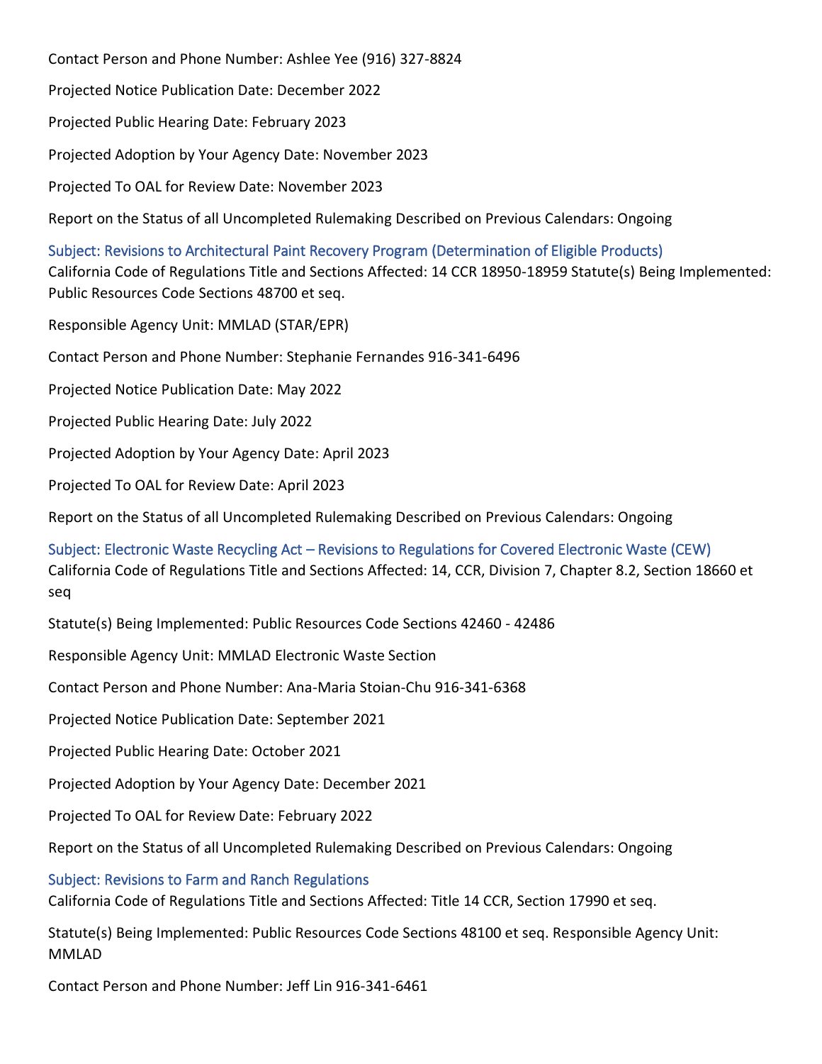Contact Person and Phone Number: Ashlee Yee (916) 327-8824

Projected Notice Publication Date: December 2022

Projected Public Hearing Date: February 2023

Projected Adoption by Your Agency Date: November 2023

Projected To OAL for Review Date: November 2023

Report on the Status of all Uncompleted Rulemaking Described on Previous Calendars: Ongoing

### Subject: Revisions to Architectural Paint Recovery Program (Determination of Eligible Products)

California Code of Regulations Title and Sections Affected: 14 CCR 18950-18959 Statute(s) Being Implemented: Public Resources Code Sections 48700 et seq.

Responsible Agency Unit: MMLAD (STAR/EPR)

Contact Person and Phone Number: Stephanie Fernandes 916-341-6496

Projected Notice Publication Date: May 2022

Projected Public Hearing Date: July 2022

Projected Adoption by Your Agency Date: April 2023

Projected To OAL for Review Date: April 2023

Report on the Status of all Uncompleted Rulemaking Described on Previous Calendars: Ongoing

### Subject: Electronic Waste Recycling Act – Revisions to Regulations for Covered Electronic Waste (CEW)

California Code of Regulations Title and Sections Affected: 14, CCR, Division 7, Chapter 8.2, Section 18660 et seq

Statute(s) Being Implemented: Public Resources Code Sections 42460 - 42486

Responsible Agency Unit: MMLAD Electronic Waste Section

Contact Person and Phone Number: Ana-Maria Stoian-Chu 916-341-6368

Projected Notice Publication Date: September 2021

Projected Public Hearing Date: October 2021

Projected Adoption by Your Agency Date: December 2021

Projected To OAL for Review Date: February 2022

Report on the Status of all Uncompleted Rulemaking Described on Previous Calendars: Ongoing

### Subject: Revisions to Farm and Ranch Regulations

California Code of Regulations Title and Sections Affected: Title 14 CCR, Section 17990 et seq.

Statute(s) Being Implemented: Public Resources Code Sections 48100 et seq. Responsible Agency Unit: MMLAD

Contact Person and Phone Number: Jeff Lin 916-341-6461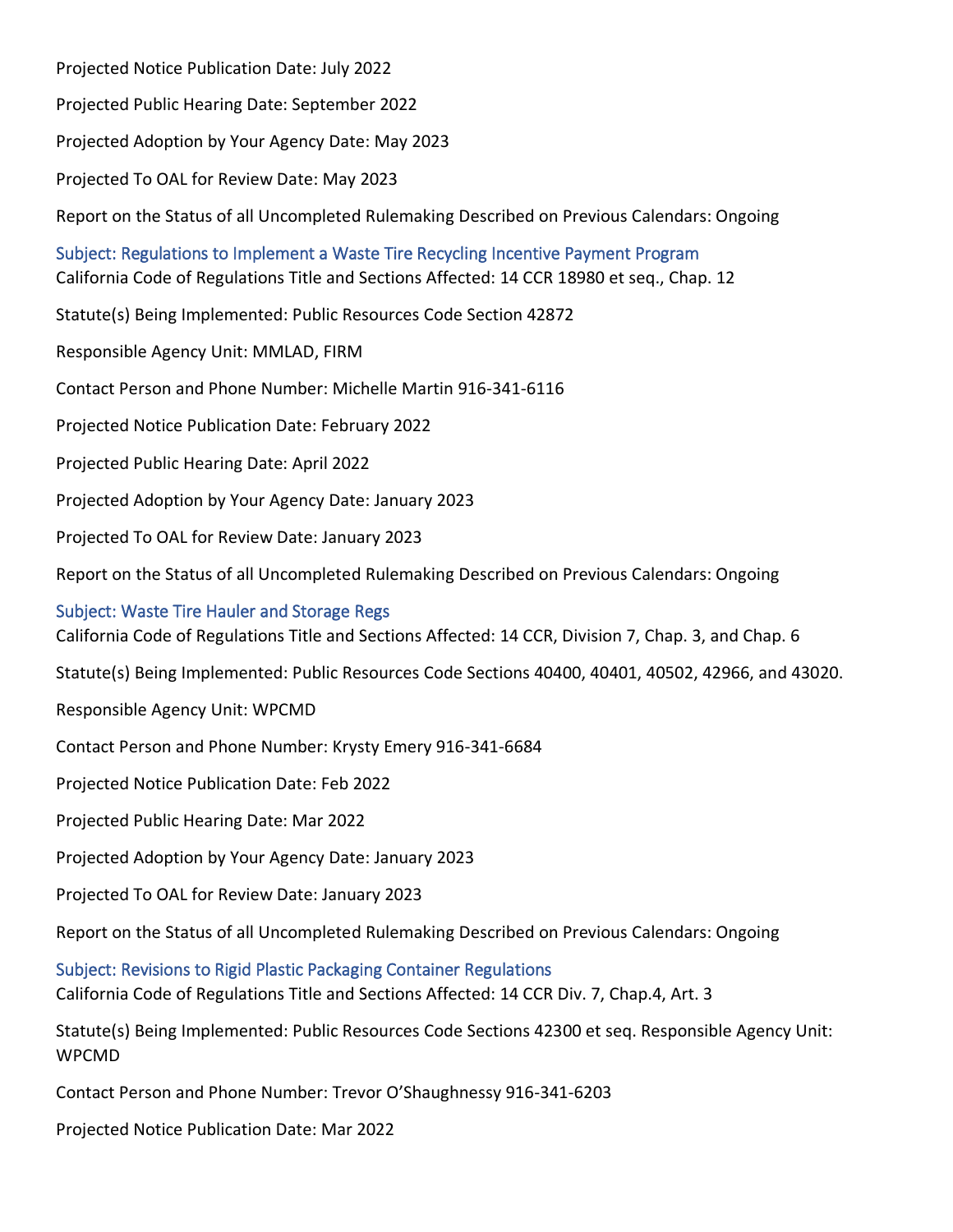Projected Notice Publication Date: July 2022

Projected Public Hearing Date: September 2022

Projected Adoption by Your Agency Date: May 2023

Projected To OAL for Review Date: May 2023

Report on the Status of all Uncompleted Rulemaking Described on Previous Calendars: Ongoing

### Subject: Regulations to Implement a Waste Tire Recycling Incentive Payment Program

California Code of Regulations Title and Sections Affected: 14 CCR 18980 et seq., Chap. 12

Statute(s) Being Implemented: Public Resources Code Section 42872

Responsible Agency Unit: MMLAD, FIRM

Contact Person and Phone Number: Michelle Martin 916-341-6116

Projected Notice Publication Date: February 2022

Projected Public Hearing Date: April 2022

Projected Adoption by Your Agency Date: January 2023

Projected To OAL for Review Date: January 2023

Report on the Status of all Uncompleted Rulemaking Described on Previous Calendars: Ongoing

### Subject: Waste Tire Hauler and Storage Regs

California Code of Regulations Title and Sections Affected: 14 CCR, Division 7, Chap. 3, and Chap. 6

Statute(s) Being Implemented: Public Resources Code Sections 40400, 40401, 40502, 42966, and 43020.

Responsible Agency Unit: WPCMD

Contact Person and Phone Number: Krysty Emery 916-341-6684

Projected Notice Publication Date: Feb 2022

Projected Public Hearing Date: Mar 2022

Projected Adoption by Your Agency Date: January 2023

Projected To OAL for Review Date: January 2023

Report on the Status of all Uncompleted Rulemaking Described on Previous Calendars: Ongoing

### Subject: Revisions to Rigid Plastic Packaging Container Regulations

California Code of Regulations Title and Sections Affected: 14 CCR Div. 7, Chap.4, Art. 3

Statute(s) Being Implemented: Public Resources Code Sections 42300 et seq. Responsible Agency Unit: WPCMD

Contact Person and Phone Number: Trevor O'Shaughnessy 916-341-6203

Projected Notice Publication Date: Mar 2022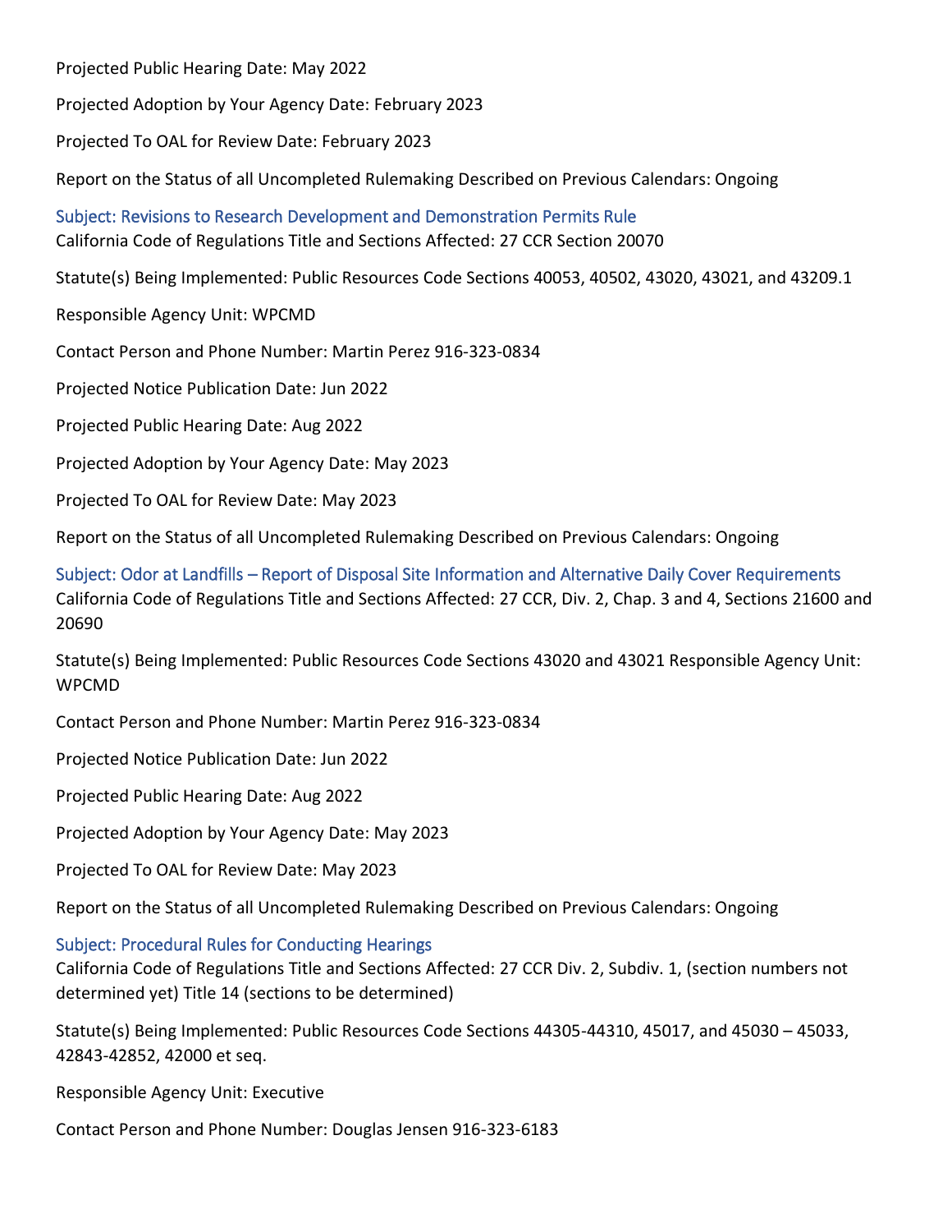Projected Public Hearing Date: May 2022

Projected Adoption by Your Agency Date: February 2023

Projected To OAL for Review Date: February 2023

Report on the Status of all Uncompleted Rulemaking Described on Previous Calendars: Ongoing

### Subject: Revisions to Research Development and Demonstration Permits Rule

California Code of Regulations Title and Sections Affected: 27 CCR Section 20070

Statute(s) Being Implemented: Public Resources Code Sections 40053, 40502, 43020, 43021, and 43209.1

Responsible Agency Unit: WPCMD

Contact Person and Phone Number: Martin Perez 916-323-0834

Projected Notice Publication Date: Jun 2022

Projected Public Hearing Date: Aug 2022

Projected Adoption by Your Agency Date: May 2023

Projected To OAL for Review Date: May 2023

Report on the Status of all Uncompleted Rulemaking Described on Previous Calendars: Ongoing

### Subject: Odor at Landfills – Report of Disposal Site Information and Alternative Daily Cover Requirements

California Code of Regulations Title and Sections Affected: 27 CCR, Div. 2, Chap. 3 and 4, Sections 21600 and 20690

Statute(s) Being Implemented: Public Resources Code Sections 43020 and 43021 Responsible Agency Unit: WPCMD

Contact Person and Phone Number: Martin Perez 916-323-0834

Projected Notice Publication Date: Jun 2022

Projected Public Hearing Date: Aug 2022

Projected Adoption by Your Agency Date: May 2023

Projected To OAL for Review Date: May 2023

Report on the Status of all Uncompleted Rulemaking Described on Previous Calendars: Ongoing

### Subject: Procedural Rules for Conducting Hearings

California Code of Regulations Title and Sections Affected: 27 CCR Div. 2, Subdiv. 1, (section numbers not determined yet) Title 14 (sections to be determined)

Statute(s) Being Implemented: Public Resources Code Sections 44305-44310, 45017, and 45030 – 45033, 42843-42852, 42000 et seq.

Responsible Agency Unit: Executive

Contact Person and Phone Number: Douglas Jensen 916-323-6183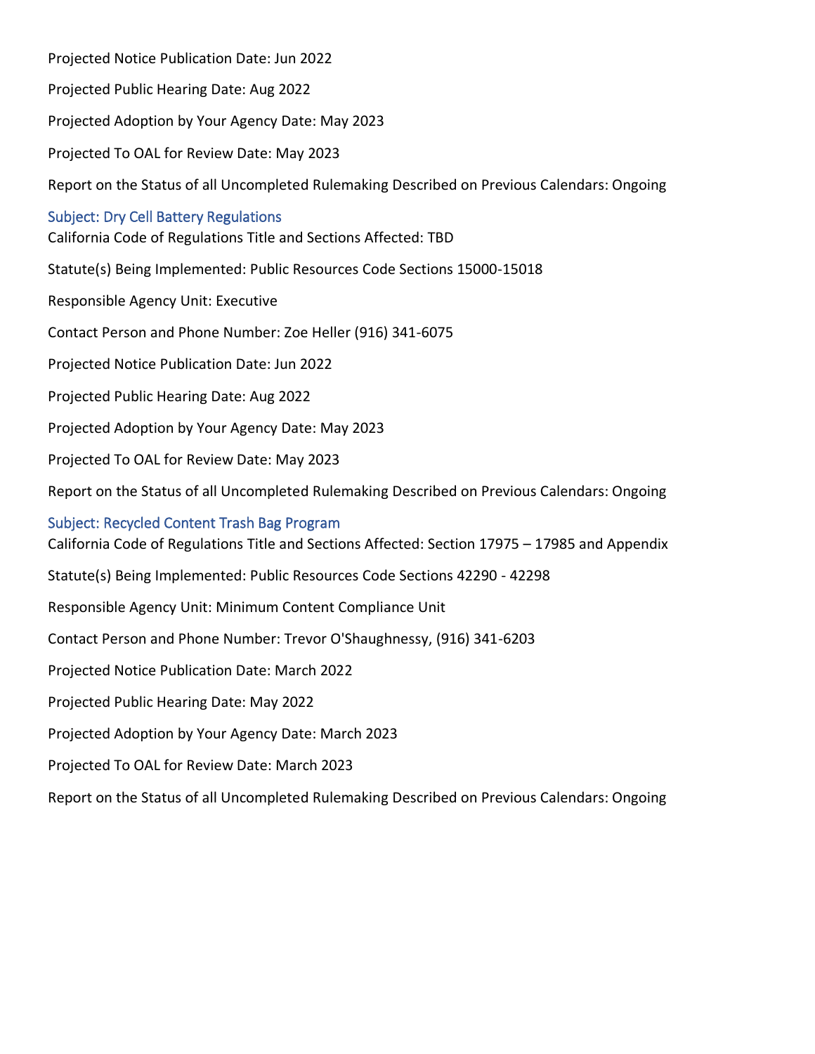Projected Notice Publication Date: Jun 2022

Projected Public Hearing Date: Aug 2022

Projected Adoption by Your Agency Date: May 2023

Projected To OAL for Review Date: May 2023

Report on the Status of all Uncompleted Rulemaking Described on Previous Calendars: Ongoing

### Subject: Dry Cell Battery Regulations

California Code of Regulations Title and Sections Affected: TBD

Statute(s) Being Implemented: Public Resources Code Sections 15000-15018

Responsible Agency Unit: Executive

Contact Person and Phone Number: Zoe Heller (916) 341-6075

Projected Notice Publication Date: Jun 2022

Projected Public Hearing Date: Aug 2022

Projected Adoption by Your Agency Date: May 2023

Projected To OAL for Review Date: May 2023

Report on the Status of all Uncompleted Rulemaking Described on Previous Calendars: Ongoing

### Subject: Recycled Content Trash Bag Program

California Code of Regulations Title and Sections Affected: Section 17975 – 17985 and Appendix

Statute(s) Being Implemented: Public Resources Code Sections 42290 - 42298

Responsible Agency Unit: Minimum Content Compliance Unit

Contact Person and Phone Number: Trevor O'Shaughnessy, (916) 341-6203

Projected Notice Publication Date: March 2022

Projected Public Hearing Date: May 2022

Projected Adoption by Your Agency Date: March 2023

Projected To OAL for Review Date: March 2023

Report on the Status of all Uncompleted Rulemaking Described on Previous Calendars: Ongoing